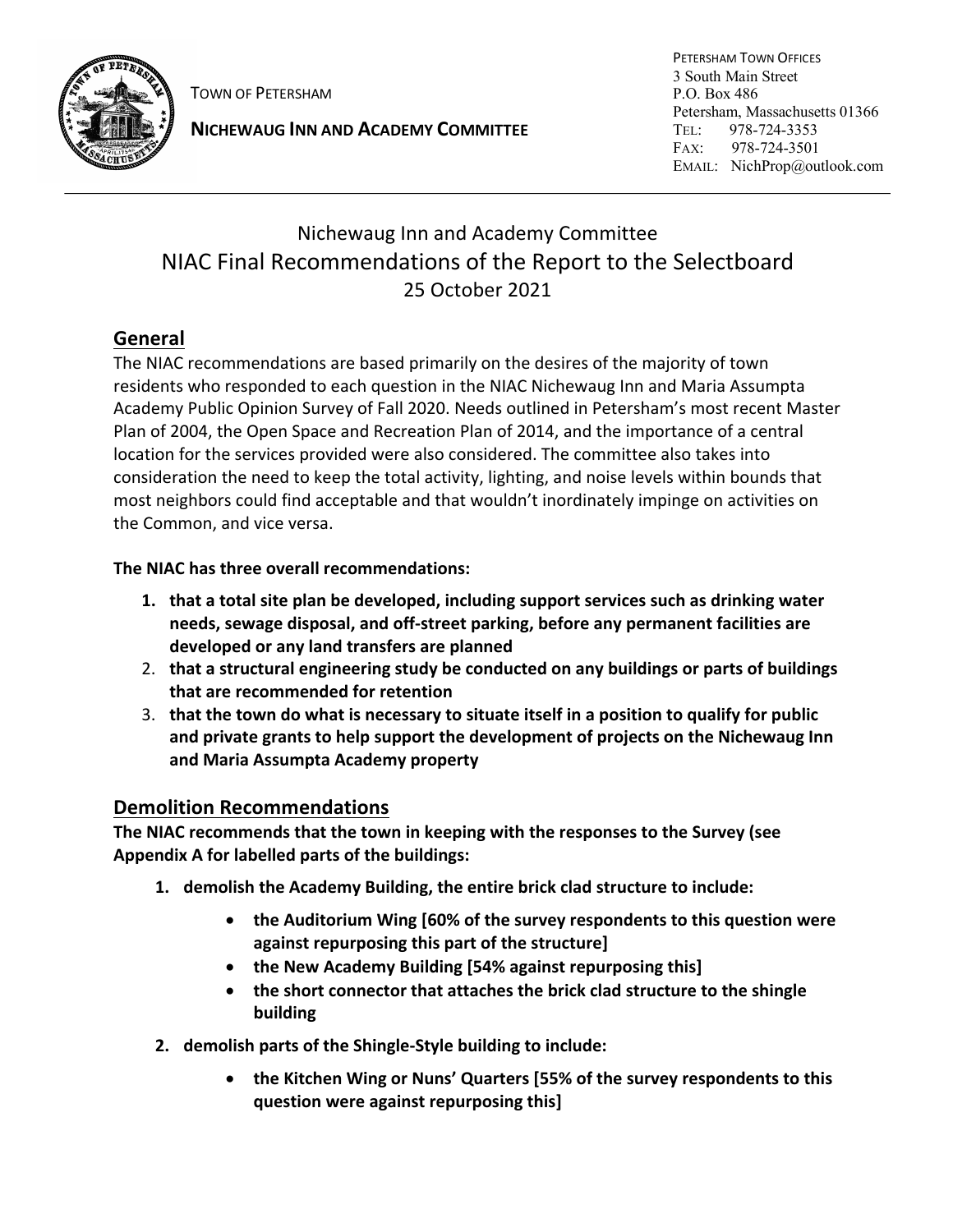TOWN OF PETERSHAM

**NICHEWAUG INN AND ACADEMY COMMITTEE**

PETERSHAM TOWN OFFICES
3 South Main Street
P.O. Box 486
Petersham, Massachusetts 01366
TEL: 978-724-3353
FAX: 978-724-3501
EMAIL: NichProp@outlook.com

---

# Nichewaug Inn and Academy Committee
# NIAC Final Recommendations of the Report to the Selectboard
25 October 2021

## General

The NIAC recommendations are based primarily on the desires of the majority of town residents who responded to each question in the NIAC Nichewaug Inn and Maria Assumpta Academy Public Opinion Survey of Fall 2020. Needs outlined in Petersham's most recent Master Plan of 2004, the Open Space and Recreation Plan of 2014, and the importance of a central location for the services provided were also considered. The committee also takes into consideration the need to keep the total activity, lighting, and noise levels within bounds that most neighbors could find acceptable and that wouldn't inordinately impinge on activities on the Common, and vice versa.

**The NIAC has three overall recommendations:**

1. **that a total site plan be developed, including support services such as drinking water needs, sewage disposal, and off-street parking, before any permanent facilities are developed or any land transfers are planned**
2. **that a structural engineering study be conducted on any buildings or parts of buildings that are recommended for retention**
3. **that the town do what is necessary to situate itself in a position to qualify for public and private grants to help support the development of projects on the Nichewaug Inn and Maria Assumpta Academy property**

## Demolition Recommendations

**The NIAC recommends that the town in keeping with the responses to the Survey (see Appendix A for labelled parts of the buildings:**

1. **demolish the Academy Building, the entire brick clad structure to include:**
   - **the Auditorium Wing [60% of the survey respondents to this question were against repurposing this part of the structure]**
   - **the New Academy Building [54% against repurposing this]**
   - **the short connector that attaches the brick clad structure to the shingle building**
2. **demolish parts of the Shingle-Style building to include:**
   - **the Kitchen Wing or Nuns' Quarters [55% of the survey respondents to this question were against repurposing this]**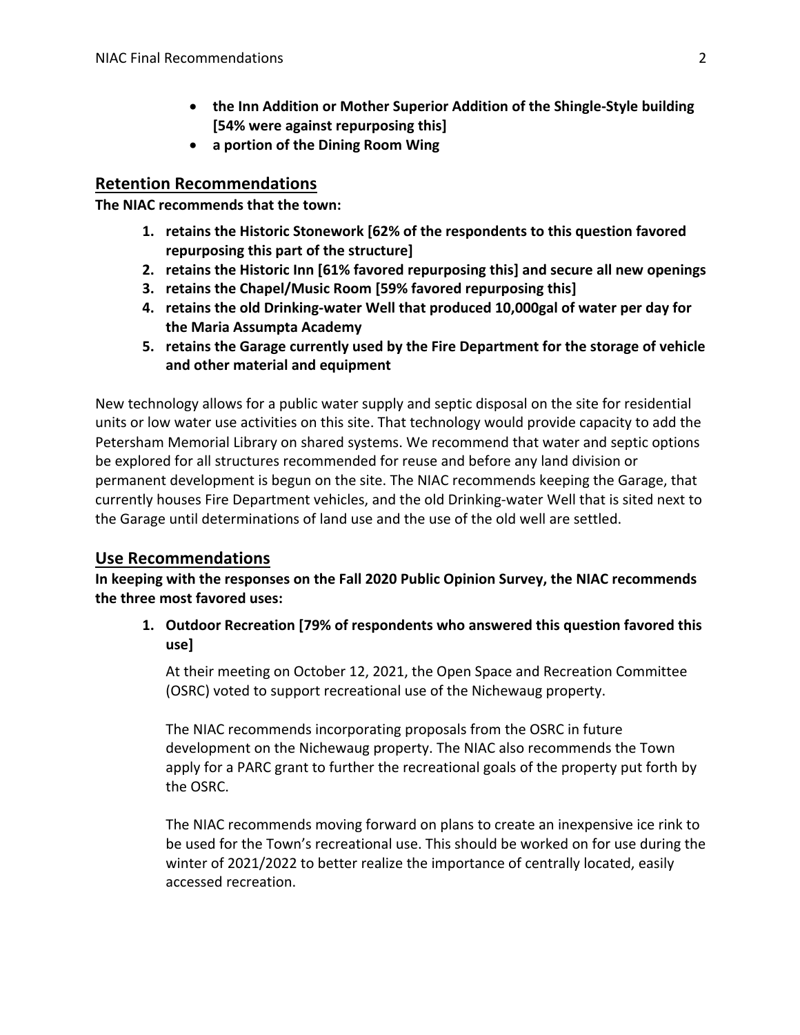- **the Inn Addition or Mother Superior Addition of the Shingle-Style building [54% were against repurposing this]**
- **a portion of the Dining Room Wing**

## Retention Recommendations

**The NIAC recommends that the town:**

1. **retains the Historic Stonework [62% of the respondents to this question favored repurposing this part of the structure]**
2. **retains the Historic Inn [61% favored repurposing this] and secure all new openings**
3. **retains the Chapel/Music Room [59% favored repurposing this]**
4. **retains the old Drinking-water Well that produced 10,000gal of water per day for the Maria Assumpta Academy**
5. **retains the Garage currently used by the Fire Department for the storage of vehicle and other material and equipment**

New technology allows for a public water supply and septic disposal on the site for residential units or low water use activities on this site. That technology would provide capacity to add the Petersham Memorial Library on shared systems. We recommend that water and septic options be explored for all structures recommended for reuse and before any land division or permanent development is begun on the site. The NIAC recommends keeping the Garage, that currently houses Fire Department vehicles, and the old Drinking-water Well that is sited next to the Garage until determinations of land use and the use of the old well are settled.

## Use Recommendations

**In keeping with the responses on the Fall 2020 Public Opinion Survey, the NIAC recommends the three most favored uses:**

1. **Outdoor Recreation [79% of respondents who answered this question favored this use]**

   At their meeting on October 12, 2021, the Open Space and Recreation Committee (OSRC) voted to support recreational use of the Nichewaug property.

   The NIAC recommends incorporating proposals from the OSRC in future development on the Nichewaug property. The NIAC also recommends the Town apply for a PARC grant to further the recreational goals of the property put forth by the OSRC.

   The NIAC recommends moving forward on plans to create an inexpensive ice rink to be used for the Town's recreational use. This should be worked on for use during the winter of 2021/2022 to better realize the importance of centrally located, easily accessed recreation.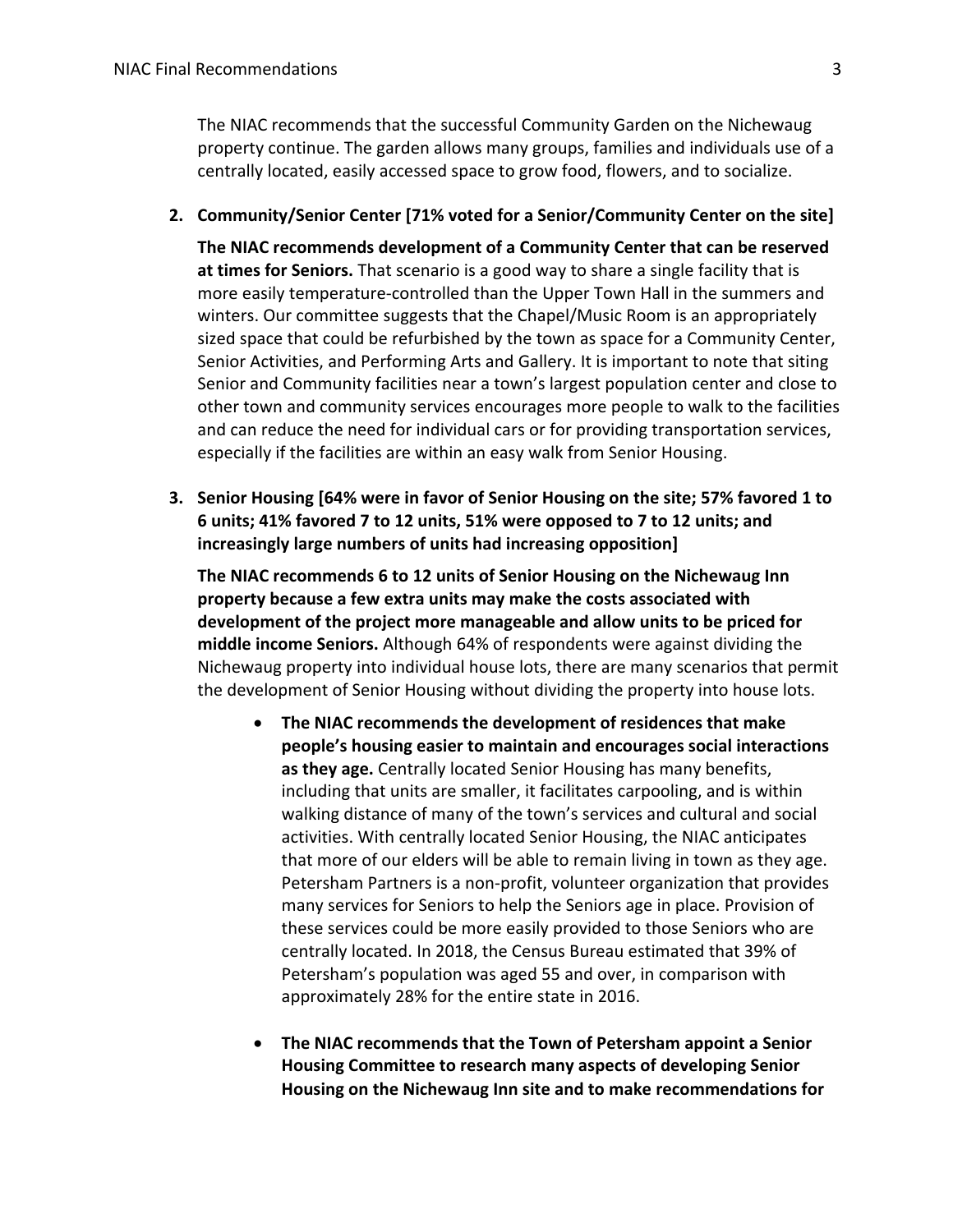The NIAC recommends that the successful Community Garden on the Nichewaug property continue. The garden allows many groups, families and individuals use of a centrally located, easily accessed space to grow food, flowers, and to socialize.

2. **Community/Senior Center [71% voted for a Senior/Community Center on the site]**

   **The NIAC recommends development of a Community Center that can be reserved at times for Seniors.** That scenario is a good way to share a single facility that is more easily temperature-controlled than the Upper Town Hall in the summers and winters. Our committee suggests that the Chapel/Music Room is an appropriately sized space that could be refurbished by the town as space for a Community Center, Senior Activities, and Performing Arts and Gallery. It is important to note that siting Senior and Community facilities near a town's largest population center and close to other town and community services encourages more people to walk to the facilities and can reduce the need for individual cars or for providing transportation services, especially if the facilities are within an easy walk from Senior Housing.

3. **Senior Housing [64% were in favor of Senior Housing on the site; 57% favored 1 to 6 units; 41% favored 7 to 12 units, 51% were opposed to 7 to 12 units; and increasingly large numbers of units had increasing opposition]**

   **The NIAC recommends 6 to 12 units of Senior Housing on the Nichewaug Inn property because a few extra units may make the costs associated with development of the project more manageable and allow units to be priced for middle income Seniors.** Although 64% of respondents were against dividing the Nichewaug property into individual house lots, there are many scenarios that permit the development of Senior Housing without dividing the property into house lots.

   - **The NIAC recommends the development of residences that make people's housing easier to maintain and encourages social interactions as they age.** Centrally located Senior Housing has many benefits, including that units are smaller, it facilitates carpooling, and is within walking distance of many of the town's services and cultural and social activities. With centrally located Senior Housing, the NIAC anticipates that more of our elders will be able to remain living in town as they age. Petersham Partners is a non-profit, volunteer organization that provides many services for Seniors to help the Seniors age in place. Provision of these services could be more easily provided to those Seniors who are centrally located. In 2018, the Census Bureau estimated that 39% of Petersham's population was aged 55 and over, in comparison with approximately 28% for the entire state in 2016.

   - **The NIAC recommends that the Town of Petersham appoint a Senior Housing Committee to research many aspects of developing Senior Housing on the Nichewaug Inn site and to make recommendations for**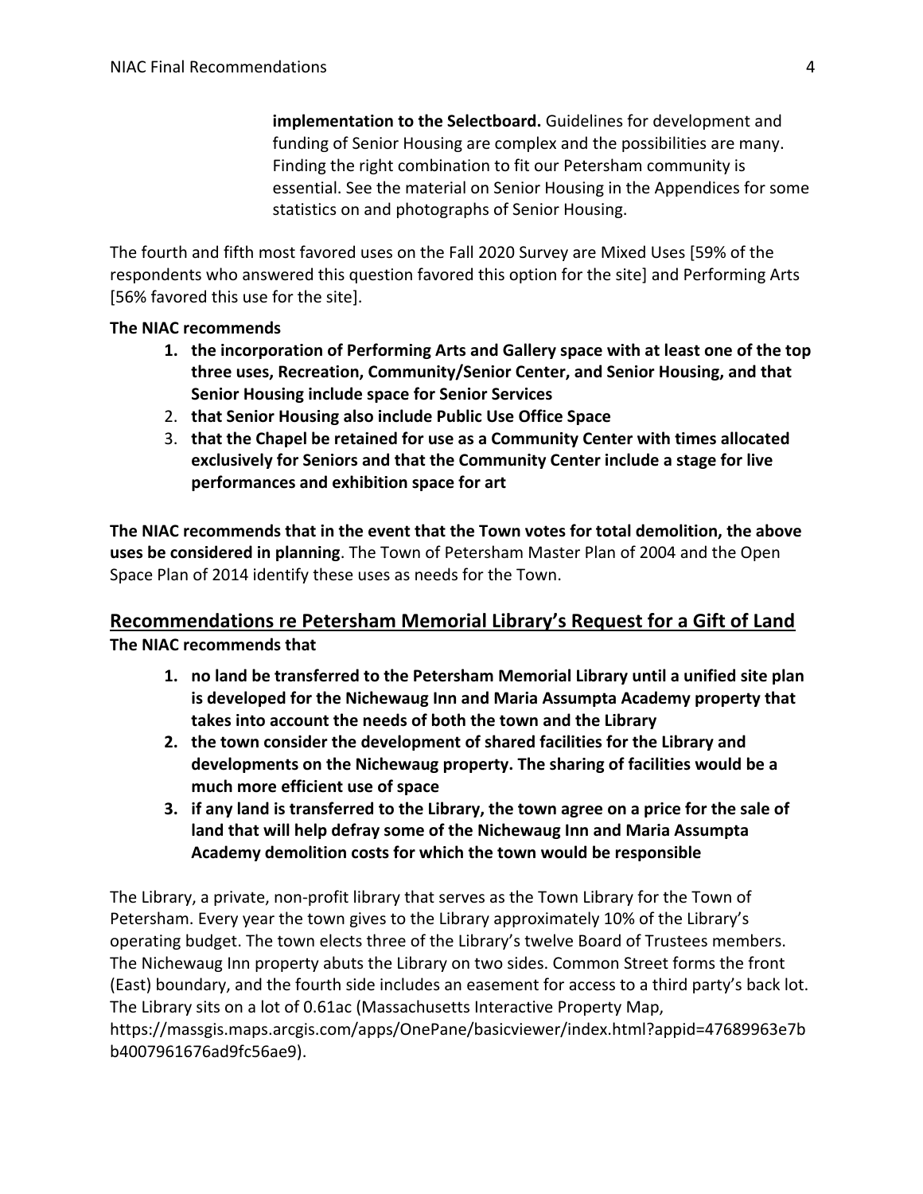**implementation to the Selectboard.** Guidelines for development and funding of Senior Housing are complex and the possibilities are many. Finding the right combination to fit our Petersham community is essential. See the material on Senior Housing in the Appendices for some statistics on and photographs of Senior Housing.

The fourth and fifth most favored uses on the Fall 2020 Survey are Mixed Uses [59% of the respondents who answered this question favored this option for the site] and Performing Arts [56% favored this use for the site].

**The NIAC recommends**

1. **the incorporation of Performing Arts and Gallery space with at least one of the top three uses, Recreation, Community/Senior Center, and Senior Housing, and that Senior Housing include space for Senior Services**
2. **that Senior Housing also include Public Use Office Space**
3. **that the Chapel be retained for use as a Community Center with times allocated exclusively for Seniors and that the Community Center include a stage for live performances and exhibition space for art**

**The NIAC recommends that in the event that the Town votes for total demolition, the above uses be considered in planning**. The Town of Petersham Master Plan of 2004 and the Open Space Plan of 2014 identify these uses as needs for the Town.

## Recommendations re Petersham Memorial Library's Request for a Gift of Land

**The NIAC recommends that**

1. **no land be transferred to the Petersham Memorial Library until a unified site plan is developed for the Nichewaug Inn and Maria Assumpta Academy property that takes into account the needs of both the town and the Library**
2. **the town consider the development of shared facilities for the Library and developments on the Nichewaug property. The sharing of facilities would be a much more efficient use of space**
3. **if any land is transferred to the Library, the town agree on a price for the sale of land that will help defray some of the Nichewaug Inn and Maria Assumpta Academy demolition costs for which the town would be responsible**

The Library, a private, non-profit library that serves as the Town Library for the Town of Petersham. Every year the town gives to the Library approximately 10% of the Library's operating budget. The town elects three of the Library's twelve Board of Trustees members. The Nichewaug Inn property abuts the Library on two sides. Common Street forms the front (East) boundary, and the fourth side includes an easement for access to a third party's back lot. The Library sits on a lot of 0.61ac (Massachusetts Interactive Property Map, https://massgis.maps.arcgis.com/apps/OnePane/basicviewer/index.html?appid=47689963e7bb4007961676ad9fc56ae9).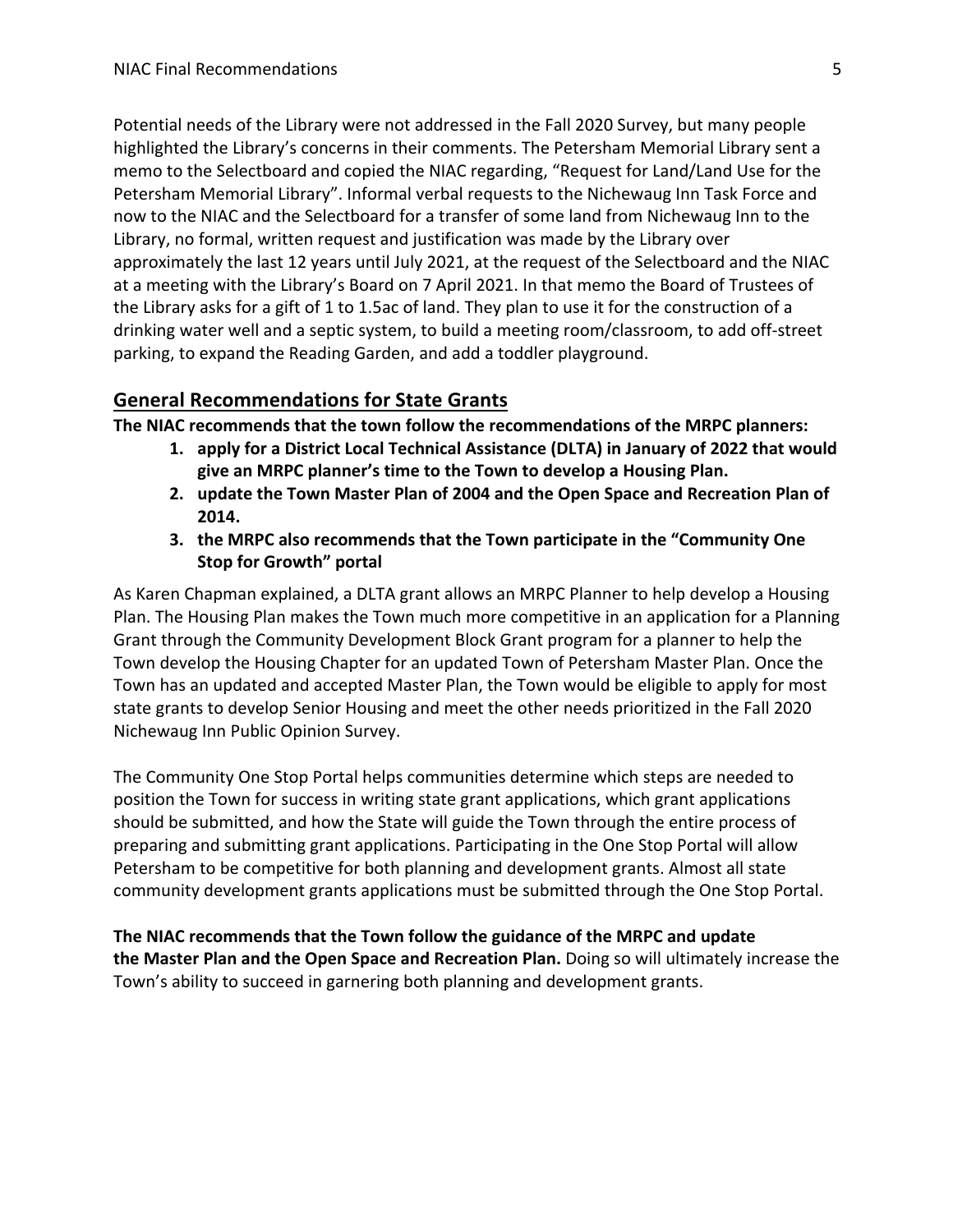Potential needs of the Library were not addressed in the Fall 2020 Survey, but many people highlighted the Library's concerns in their comments. The Petersham Memorial Library sent a memo to the Selectboard and copied the NIAC regarding, "Request for Land/Land Use for the Petersham Memorial Library". Informal verbal requests to the Nichewaug Inn Task Force and now to the NIAC and the Selectboard for a transfer of some land from Nichewaug Inn to the Library, no formal, written request and justification was made by the Library over approximately the last 12 years until July 2021, at the request of the Selectboard and the NIAC at a meeting with the Library's Board on 7 April 2021. In that memo the Board of Trustees of the Library asks for a gift of 1 to 1.5ac of land. They plan to use it for the construction of a drinking water well and a septic system, to build a meeting room/classroom, to add off-street parking, to expand the Reading Garden, and add a toddler playground.

## General Recommendations for State Grants

**The NIAC recommends that the town follow the recommendations of the MRPC planners:**

1. **apply for a District Local Technical Assistance (DLTA) in January of 2022 that would give an MRPC planner's time to the Town to develop a Housing Plan.**
2. **update the Town Master Plan of 2004 and the Open Space and Recreation Plan of 2014.**
3. **the MRPC also recommends that the Town participate in the "Community One Stop for Growth" portal**

As Karen Chapman explained, a DLTA grant allows an MRPC Planner to help develop a Housing Plan. The Housing Plan makes the Town much more competitive in an application for a Planning Grant through the Community Development Block Grant program for a planner to help the Town develop the Housing Chapter for an updated Town of Petersham Master Plan. Once the Town has an updated and accepted Master Plan, the Town would be eligible to apply for most state grants to develop Senior Housing and meet the other needs prioritized in the Fall 2020 Nichewaug Inn Public Opinion Survey.

The Community One Stop Portal helps communities determine which steps are needed to position the Town for success in writing state grant applications, which grant applications should be submitted, and how the State will guide the Town through the entire process of preparing and submitting grant applications. Participating in the One Stop Portal will allow Petersham to be competitive for both planning and development grants. Almost all state community development grants applications must be submitted through the One Stop Portal.

**The NIAC recommends that the Town follow the guidance of the MRPC and update the Master Plan and the Open Space and Recreation Plan.** Doing so will ultimately increase the Town's ability to succeed in garnering both planning and development grants.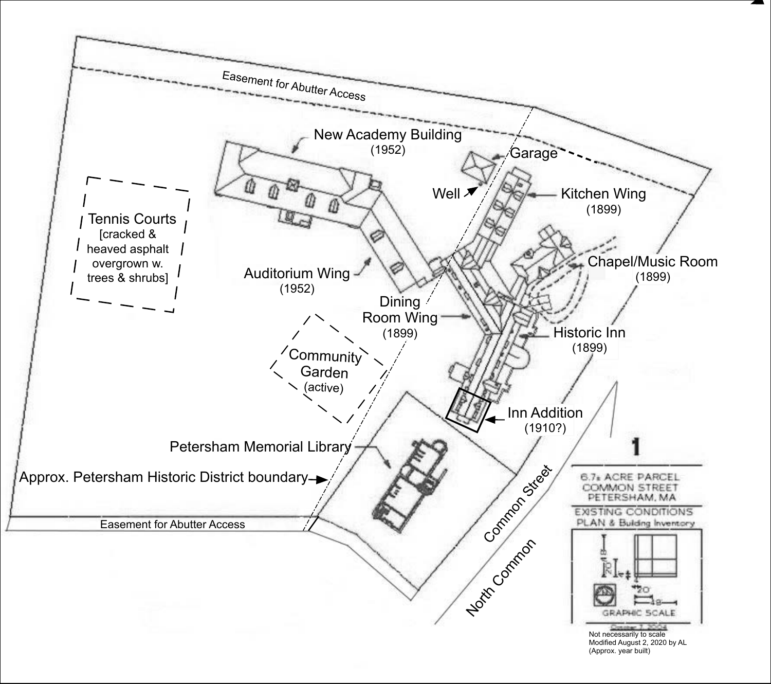Easement for Abutter Access

New Academy Building
(1952)

Garage

Well

Kitchen Wing
(1899)

Tennis Courts
[cracked & heaved asphalt overgrown w. trees & shrubs]

Chapel/Music Room
(1899)

Auditorium Wing
(1952)

Dining Room Wing
(1899)

Historic Inn
(1899)

Community Garden
(active)

Inn Addition
(1910?)

Petersham Memorial Library

Approx. Petersham Historic District boundary

Easement for Abutter Access

Common Street

North Common

1

6.7± ACRE PARCEL
COMMON STREET
PETERSHAM, MA

EXISTING CONDITIONS
PLAN & Building Inventory

GRAPHIC SCALE

October 7, 2004

Not necessarily to scale
Modified August 2, 2020 by AL
(Approx. year built)